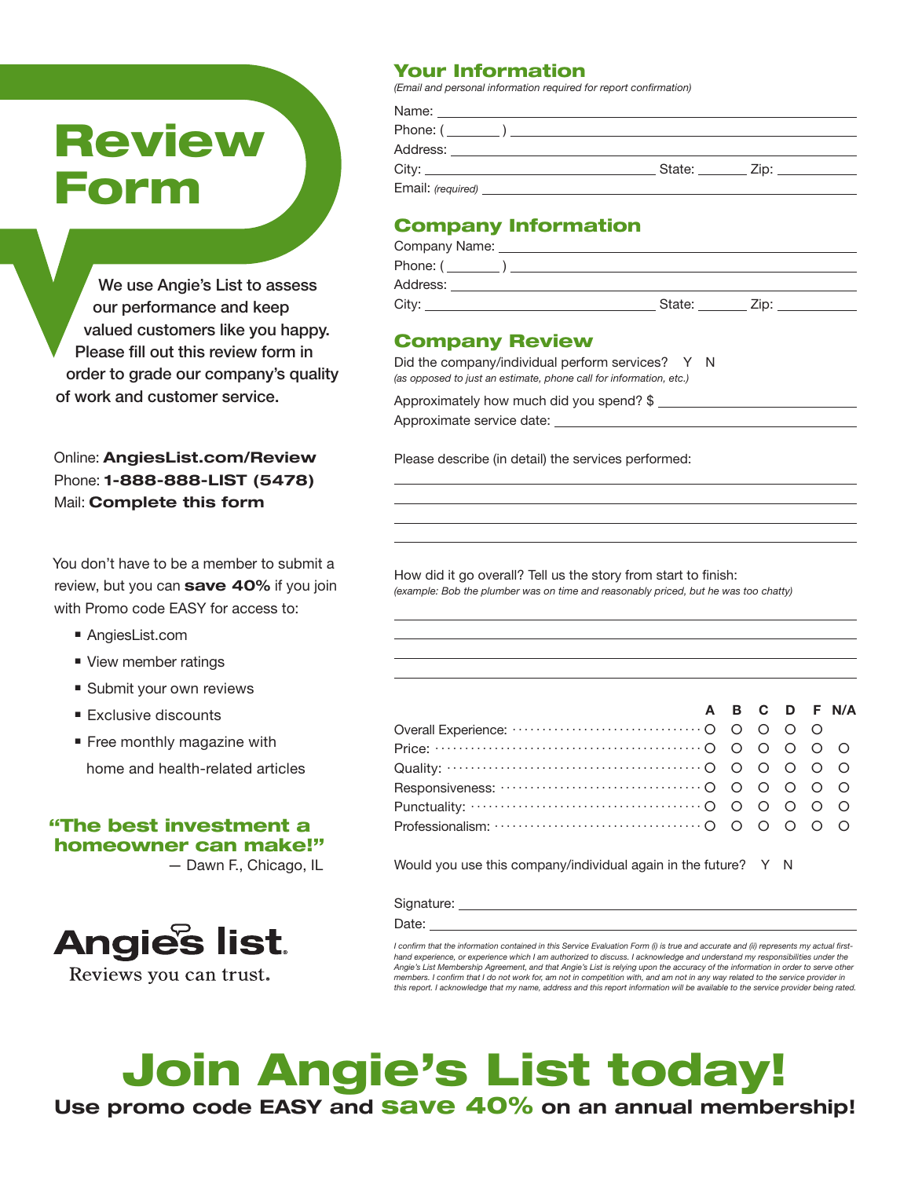# Review Form

We use Angie's List to assess our performance and keep valued customers like you happy. Please fill out this review form in order to grade our company's quality of work and customer service.

Online: **AngiesList.com/Review**
Phone: **1-888-888-LIST (5478)**
Mail: **Complete this form**

You don't have to be a member to submit a review, but you can **save 40%** if you join with Promo code EASY for access to:

- AngiesList.com
- View member ratings
- Submit your own reviews
- Exclusive discounts
- Free monthly magazine with home and health-related articles

**"The best investment a homeowner can make!"**
— Dawn F., Chicago, IL

Angie's list.
Reviews you can trust.

## Your Information

*(Email and personal information required for report confirmation)*

Name: ______________________________

Phone: ( ________ ) ______________________________

Address: ______________________________

City: ____________________ State: ________ Zip: ____________

Email: *(required)* ______________________________

## Company Information

Company Name: ______________________________

Phone: ( ________ ) ______________________________

Address: ______________________________

City: ____________________ State: ________ Zip: ____________

## Company Review

Did the company/individual perform services? Y N
*(as opposed to just an estimate, phone call for information, etc.)*

Approximately how much did you spend? $ ______________________________

Approximate service date: ______________________________

Please describe (in detail) the services performed:

______________________________
______________________________
______________________________
______________________________

How did it go overall? Tell us the story from start to finish:
*(example: Bob the plumber was on time and reasonably priced, but he was too chatty)*

______________________________
______________________________
______________________________
______________________________

| | A | B | C | D | F | N/A |
|---|---|---|---|---|---|---|
| Overall Experience: | O | O | O | O | O | |
| Price: | O | O | O | O | O | O |
| Quality: | O | O | O | O | O | O |
| Responsiveness: | O | O | O | O | O | O |
| Punctuality: | O | O | O | O | O | O |
| Professionalism: | O | O | O | O | O | O |

Would you use this company/individual again in the future? Y N

Signature: ______________________________

Date: ______________________________

*I confirm that the information contained in this Service Evaluation Form (i) is true and accurate and (ii) represents my actual first-hand experience, or experience which I am authorized to discuss. I acknowledge and understand my responsibilities under the Angie's List Membership Agreement, and that Angie's List is relying upon the accuracy of the information in order to serve other members. I confirm that I do not work for, am not in competition with, and am not in any way related to the service provider in this report. I acknowledge that my name, address and this report information will be available to the service provider being rated.*

# Join Angie's List today!

**Use promo code EASY and save 40% on an annual membership!**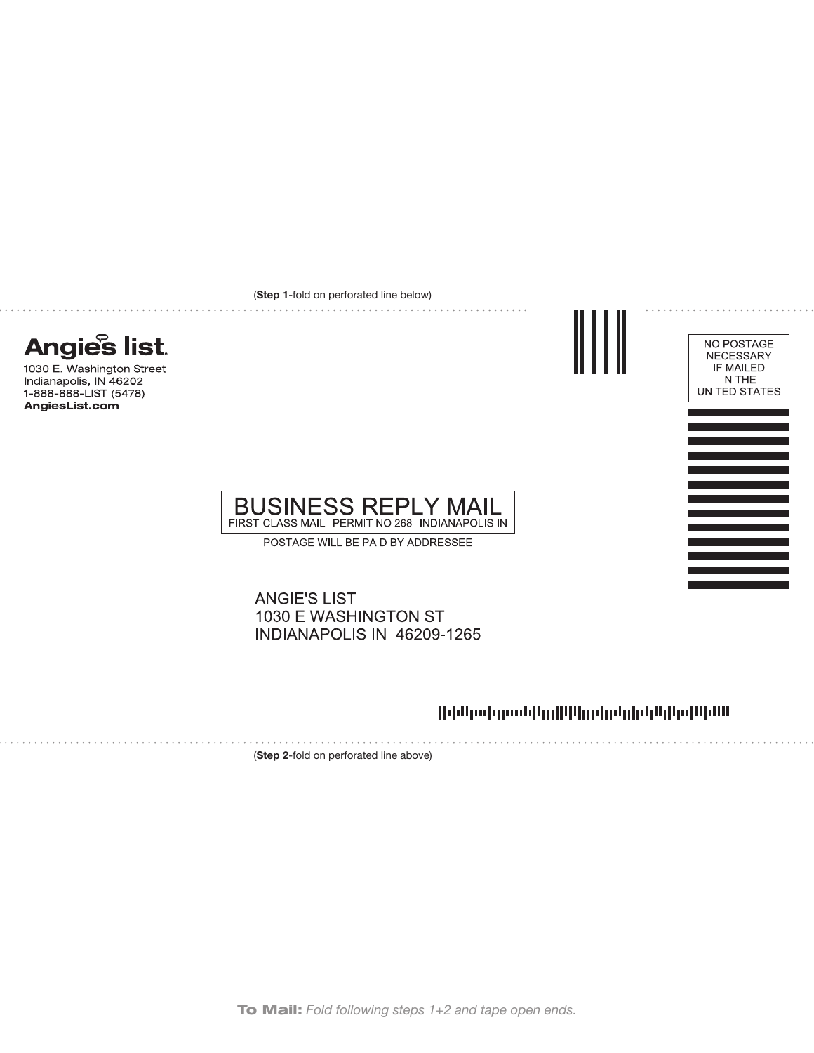(**Step 1**-fold on perforated line below)

**Angie's list.**

1030 E. Washington Street
Indianapolis, IN 46202
1-888-888-LIST (5478)
**AngiesList.com**

NO POSTAGE
NECESSARY
IF MAILED
IN THE
UNITED STATES

BUSINESS REPLY MAIL
FIRST-CLASS MAIL PERMIT NO 268 INDIANAPOLIS IN

POSTAGE WILL BE PAID BY ADDRESSEE

ANGIE'S LIST
1030 E WASHINGTON ST
INDIANAPOLIS IN 46209-1265

(**Step 2**-fold on perforated line above)

**To Mail:** *Fold following steps 1+2 and tape open ends.*